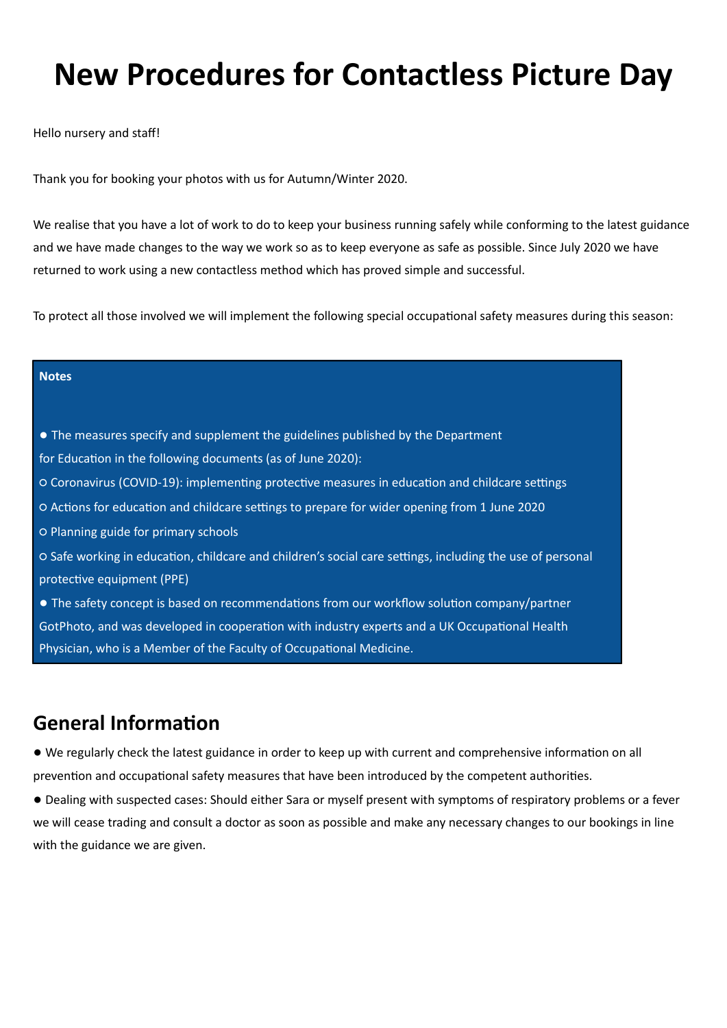# New Procedures for Contactless Picture Day

Hello nursery and staff!

Thank you for booking your photos with us for Autumn/Winter 2020.

We realise that you have a lot of work to do to keep your business running safely while conforming to the latest guidance and we have made changes to the way we work so as to keep everyone as safe as possible. Since July 2020 we have returned to work using a new contactless method which has proved simple and successful.

To protect all those involved we will implement the following special occupational safety measures during this season:

**Notes**

- The measures specify and supplement the guidelines published by the Department for Education in the following documents (as of June 2020):
  - Coronavirus (COVID-19): implementing protective measures in education and childcare settings
  - Actions for education and childcare settings to prepare for wider opening from 1 June 2020
  - Planning guide for primary schools
  - Safe working in education, childcare and children's social care settings, including the use of personal protective equipment (PPE)
- The safety concept is based on recommendations from our workflow solution company/partner GotPhoto, and was developed in cooperation with industry experts and a UK Occupational Health Physician, who is a Member of the Faculty of Occupational Medicine.

## General Information

- We regularly check the latest guidance in order to keep up with current and comprehensive information on all prevention and occupational safety measures that have been introduced by the competent authorities.
- Dealing with suspected cases: Should either Sara or myself present with symptoms of respiratory problems or a fever we will cease trading and consult a doctor as soon as possible and make any necessary changes to our bookings in line with the guidance we are given.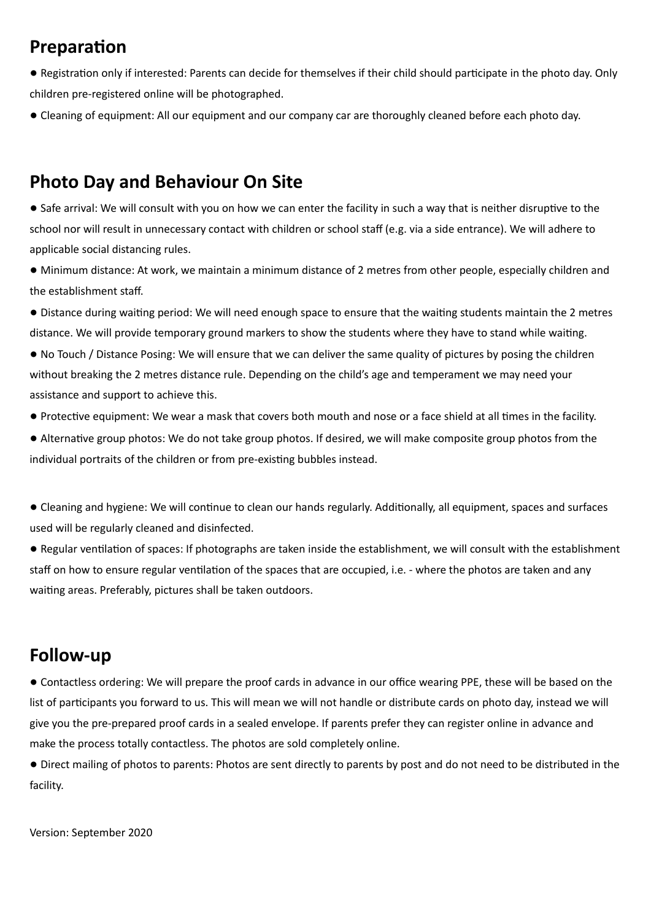## Preparation

- Registration only if interested: Parents can decide for themselves if their child should participate in the photo day. Only children pre-registered online will be photographed.
- Cleaning of equipment: All our equipment and our company car are thoroughly cleaned before each photo day.

## Photo Day and Behaviour On Site

- Safe arrival: We will consult with you on how we can enter the facility in such a way that is neither disruptive to the school nor will result in unnecessary contact with children or school staff (e.g. via a side entrance). We will adhere to applicable social distancing rules.
- Minimum distance: At work, we maintain a minimum distance of 2 metres from other people, especially children and the establishment staff.
- Distance during waiting period: We will need enough space to ensure that the waiting students maintain the 2 metres distance. We will provide temporary ground markers to show the students where they have to stand while waiting.
- No Touch / Distance Posing: We will ensure that we can deliver the same quality of pictures by posing the children without breaking the 2 metres distance rule. Depending on the child's age and temperament we may need your assistance and support to achieve this.
- Protective equipment: We wear a mask that covers both mouth and nose or a face shield at all times in the facility.
- Alternative group photos: We do not take group photos. If desired, we will make composite group photos from the individual portraits of the children or from pre-existing bubbles instead.

- Cleaning and hygiene: We will continue to clean our hands regularly. Additionally, all equipment, spaces and surfaces used will be regularly cleaned and disinfected.
- Regular ventilation of spaces: If photographs are taken inside the establishment, we will consult with the establishment staff on how to ensure regular ventilation of the spaces that are occupied, i.e. - where the photos are taken and any waiting areas. Preferably, pictures shall be taken outdoors.

## Follow-up

- Contactless ordering: We will prepare the proof cards in advance in our office wearing PPE, these will be based on the list of participants you forward to us. This will mean we will not handle or distribute cards on photo day, instead we will give you the pre-prepared proof cards in a sealed envelope. If parents prefer they can register online in advance and make the process totally contactless. The photos are sold completely online.
- Direct mailing of photos to parents: Photos are sent directly to parents by post and do not need to be distributed in the facility.

Version: September 2020